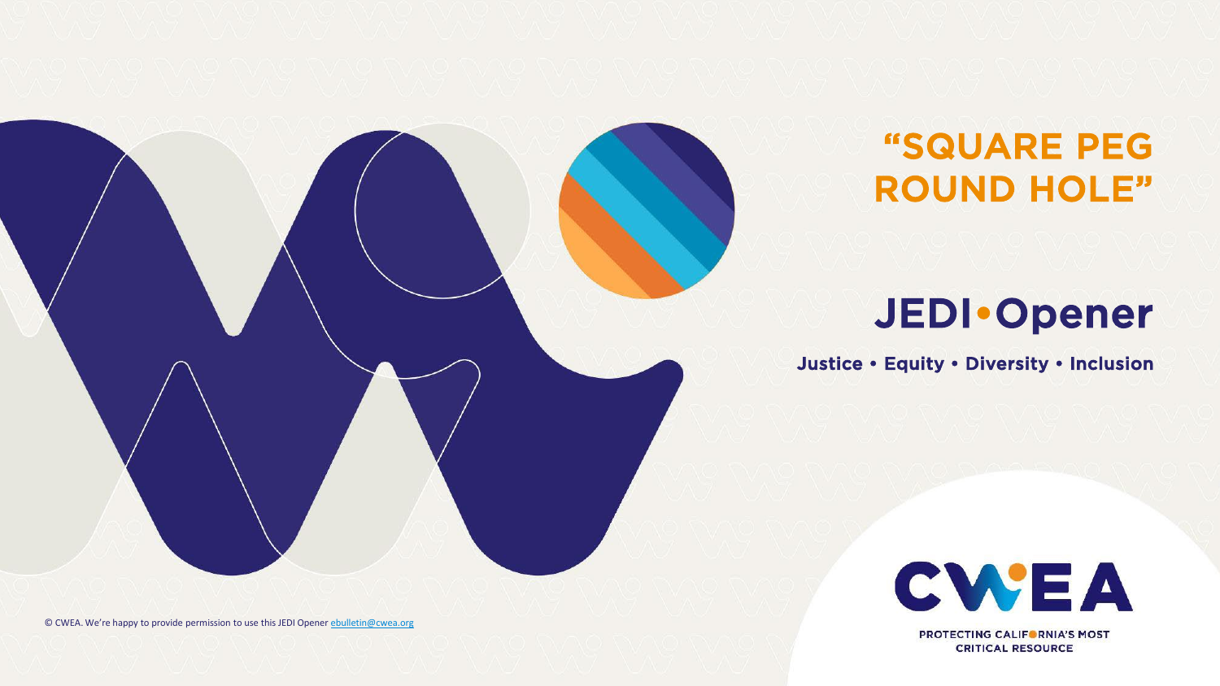# "SQUARE PEG ROUND HOLE"

## JEDI•Opener

**Justice • Equity • Diversity • Inclusion**

CWEA

PROTECTING CALIFORNIA'S MOST CRITICAL RESOURCE

© CWEA. We're happy to provide permission to use this JEDI Opener ebulletin@cwea.org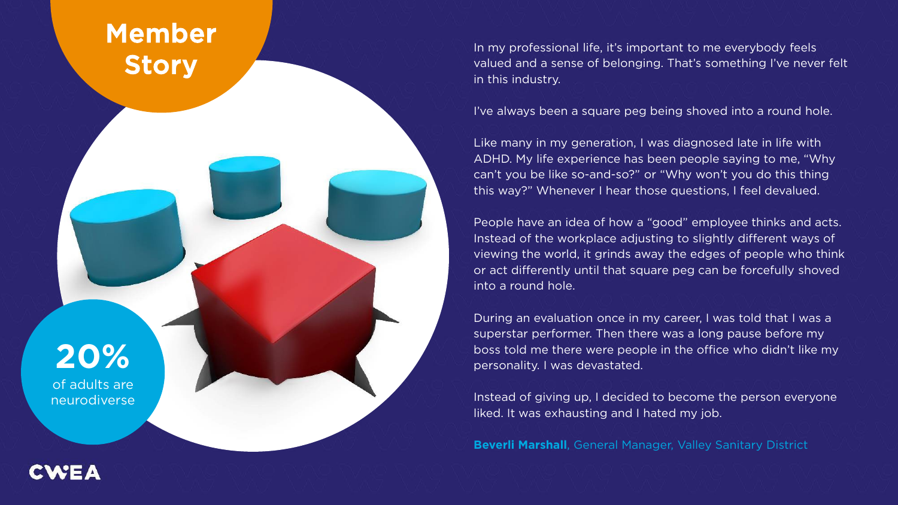# Member Story

**20%**
of adults are neurodiverse

In my professional life, it's important to me everybody feels valued and a sense of belonging. That's something I've never felt in this industry.

I've always been a square peg being shoved into a round hole.

Like many in my generation, I was diagnosed late in life with ADHD. My life experience has been people saying to me, "Why can't you be like so-and-so?" or "Why won't you do this thing this way?" Whenever I hear those questions, I feel devalued.

People have an idea of how a "good" employee thinks and acts. Instead of the workplace adjusting to slightly different ways of viewing the world, it grinds away the edges of people who think or act differently until that square peg can be forcefully shoved into a round hole.

During an evaluation once in my career, I was told that I was a superstar performer. Then there was a long pause before my boss told me there were people in the office who didn't like my personality. I was devastated.

Instead of giving up, I decided to become the person everyone liked. It was exhausting and I hated my job.

**Beverli Marshall**, General Manager, Valley Sanitary District

CWEA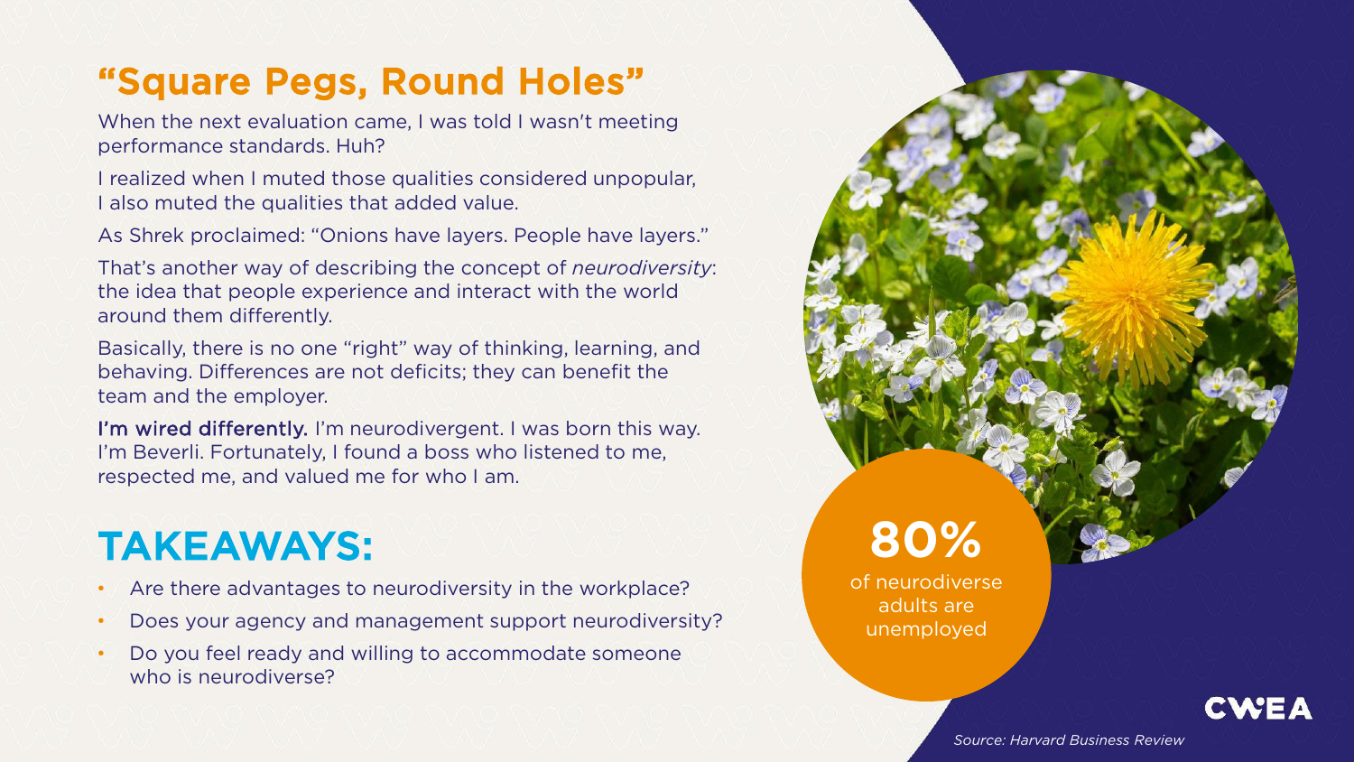## "Square Pegs, Round Holes"

When the next evaluation came, I was told I wasn't meeting performance standards. Huh?

I realized when I muted those qualities considered unpopular, I also muted the qualities that added value.

As Shrek proclaimed: "Onions have layers. People have layers."

That's another way of describing the concept of *neurodiversity*: the idea that people experience and interact with the world around them differently.

Basically, there is no one "right" way of thinking, learning, and behaving. Differences are not deficits; they can benefit the team and the employer.

**I'm wired differently.** I'm neurodivergent. I was born this way. I'm Beverli. Fortunately, I found a boss who listened to me, respected me, and valued me for who I am.

## TAKEAWAYS:

- Are there advantages to neurodiversity in the workplace?
- Does your agency and management support neurodiversity?
- Do you feel ready and willing to accommodate someone who is neurodiverse?

**80%**

of neurodiverse adults are unemployed

*Source: Harvard Business Review*

CWEA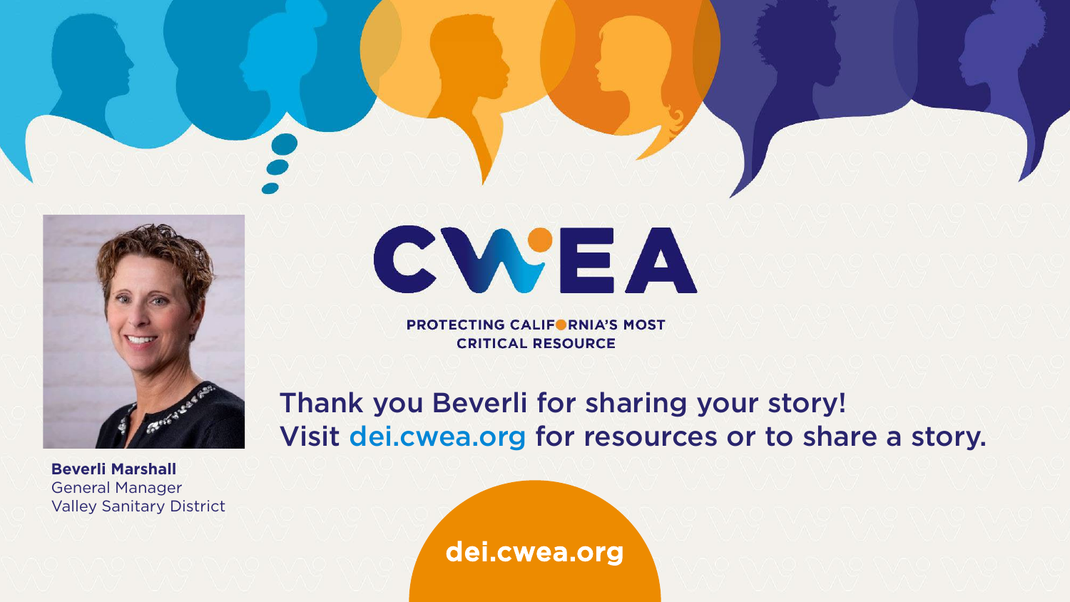CWEA

PROTECTING CALIFORNIA'S MOST CRITICAL RESOURCE

**Beverli Marshall**
General Manager
Valley Sanitary District

Thank you Beverli for sharing your story!
Visit dei.cwea.org for resources or to share a story.

dei.cwea.org